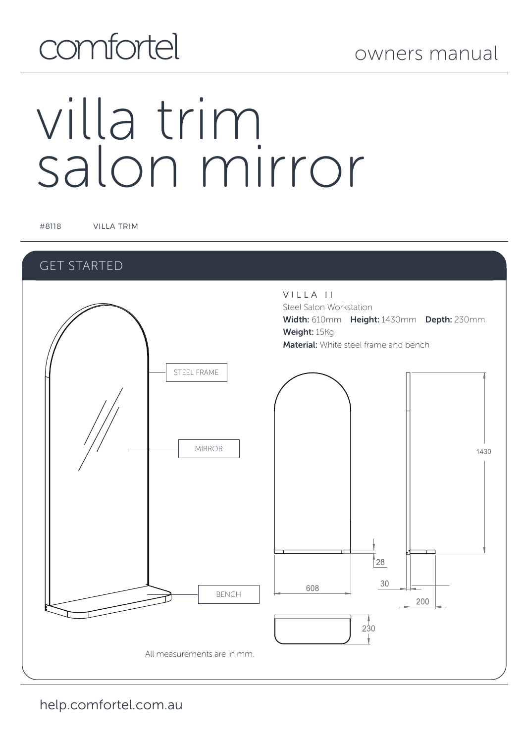comfortel

owners manual

# villa trim salon mirror

#8118 VILLA TRIM

## GET STARTED

STEEL FRAME

MIRROR

BENCH

VILLA II

Steel Salon Workstation

**Width:** 610mm **Height:** 1430mm **Depth:** 230mm

**Weight:** 15Kg

**Material:** White steel frame and bench

1430

28

608

30

200

230

All measurements are in mm.

help.comfortel.com.au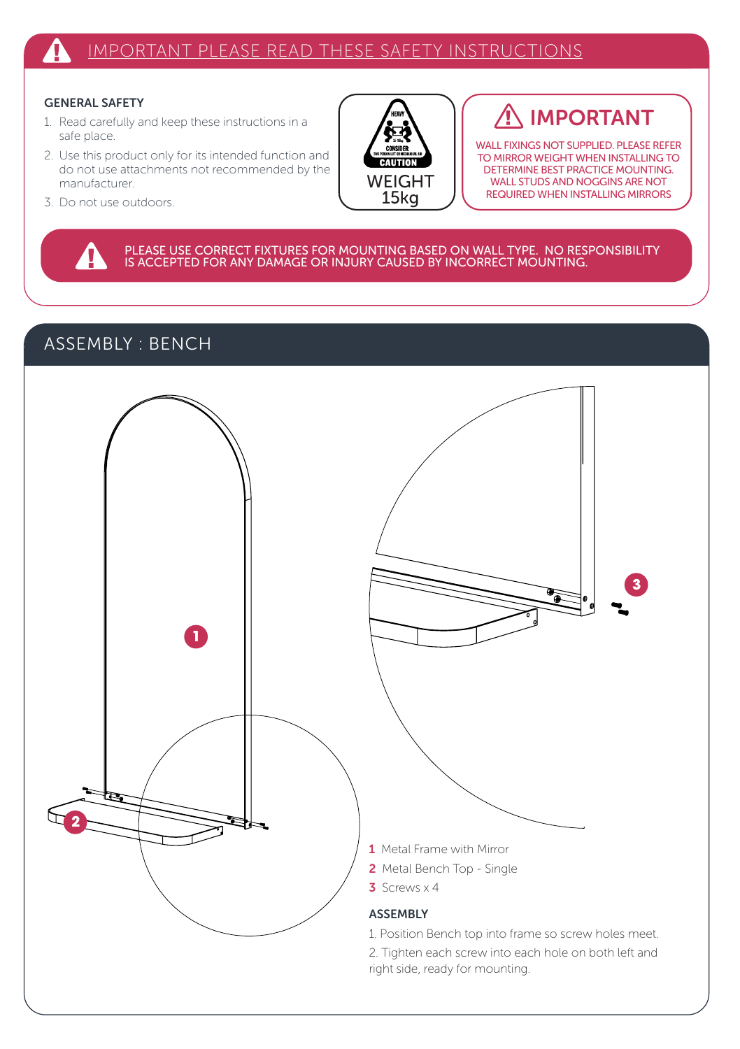## IMPORTANT PLEASE READ THESE SAFETY INSTRUCTIONS

### GENERAL SAFETY

1. Read carefully and keep these instructions in a safe place.
2. Use this product only for its intended function and do not use attachments not recommended by the manufacturer.
3. Do not use outdoors.

HEAVY
CONSIDER: TWO PERSON LIFT OR MECHANICAL AID
CAUTION

WEIGHT
15kg

### IMPORTANT

WALL FIXINGS NOT SUPPLIED. PLEASE REFER TO MIRROR WEIGHT WHEN INSTALLING TO DETERMINE BEST PRACTICE MOUNTING. WALL STUDS AND NOGGINS ARE NOT REQUIRED WHEN INSTALLING MIRRORS

PLEASE USE CORRECT FIXTURES FOR MOUNTING BASED ON WALL TYPE. NO RESPONSIBILITY IS ACCEPTED FOR ANY DAMAGE OR INJURY CAUSED BY INCORRECT MOUNTING.

## ASSEMBLY : BENCH

1 Metal Frame with Mirror
2 Metal Bench Top - Single
3 Screws x 4

### ASSEMBLY

1. Position Bench top into frame so screw holes meet.
2. Tighten each screw into each hole on both left and right side, ready for mounting.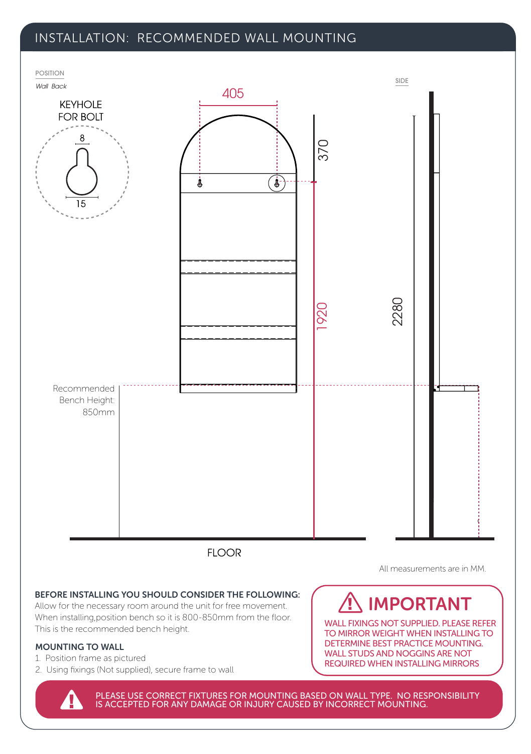# INSTALLATION: RECOMMENDED WALL MOUNTING

POSITION

*Wall Back*

KEYHOLE FOR BOLT

8

15

405

370

1920

SIDE

2280

Recommended Bench Height: 850mm

FLOOR

All measurements are in MM.

**BEFORE INSTALLING YOU SHOULD CONSIDER THE FOLLOWING:**
Allow for the necessary room around the unit for free movement.
When installing,position bench so it is 800-850mm from the floor.
This is the recommended bench height.

**MOUNTING TO WALL**

1. Position frame as pictured
2. Using fixings (Not supplied), secure frame to wall

## ⚠ IMPORTANT

WALL FIXINGS NOT SUPPLIED. PLEASE REFER TO MIRROR WEIGHT WHEN INSTALLING TO DETERMINE BEST PRACTICE MOUNTING. WALL STUDS AND NOGGINS ARE NOT REQUIRED WHEN INSTALLING MIRRORS

PLEASE USE CORRECT FIXTURES FOR MOUNTING BASED ON WALL TYPE. NO RESPONSIBILITY IS ACCEPTED FOR ANY DAMAGE OR INJURY CAUSED BY INCORRECT MOUNTING.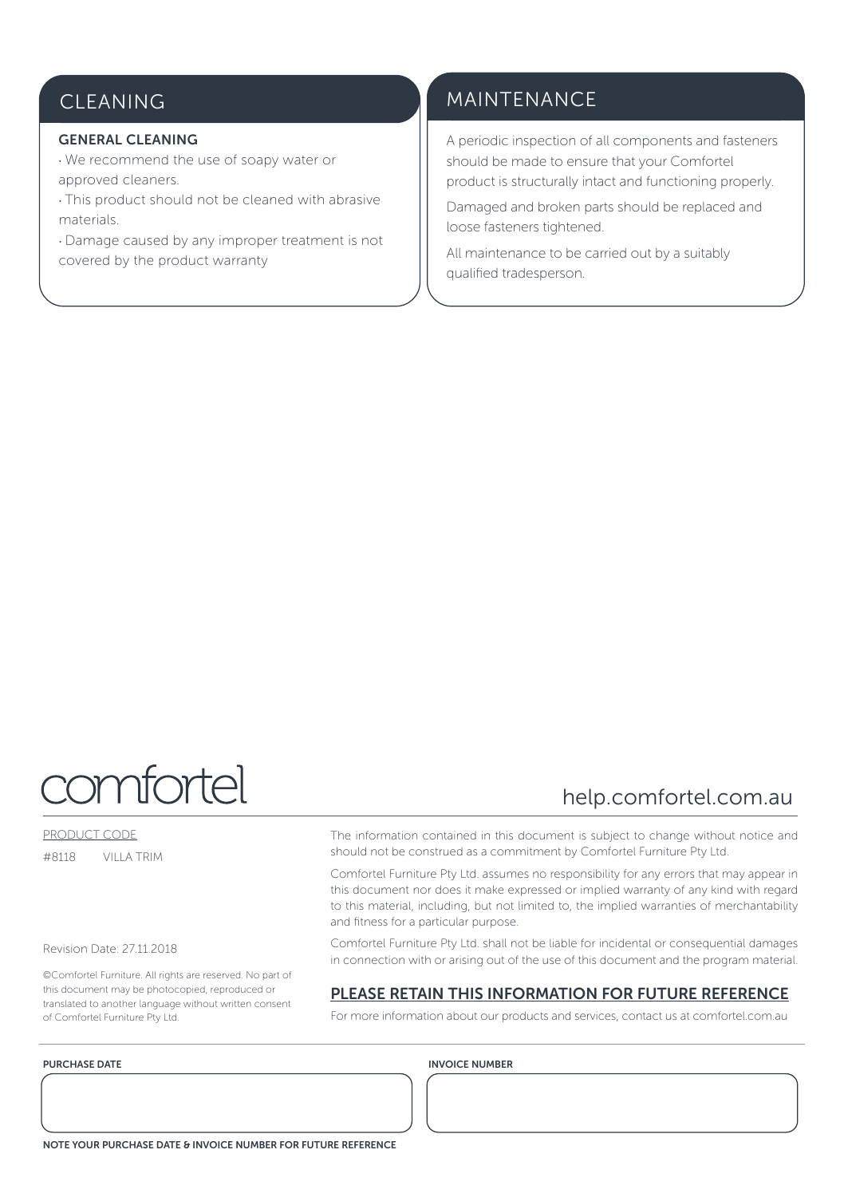## CLEANING

### GENERAL CLEANING

- We recommend the use of soapy water or approved cleaners.
- This product should not be cleaned with abrasive materials.
- Damage caused by any improper treatment is not covered by the product warranty

## MAINTENANCE

A periodic inspection of all components and fasteners should be made to ensure that your Comfortel product is structurally intact and functioning properly.

Damaged and broken parts should be replaced and loose fasteners tightened.

All maintenance to be carried out by a suitably qualified tradesperson.

comfortel

help.comfortel.com.au

PRODUCT CODE

#8118 VILLA TRIM

Revision Date: 27.11.2018

©Comfortel Furniture. All rights are reserved. No part of this document may be photocopied, reproduced or translated to another language without written consent of Comfortel Furniture Pty Ltd.

The information contained in this document is subject to change without notice and should not be construed as a commitment by Comfortel Furniture Pty Ltd.

Comfortel Furniture Pty Ltd. assumes no responsibility for any errors that may appear in this document nor does it make expressed or implied warranty of any kind with regard to this material, including, but not limited to, the implied warranties of merchantability and fitness for a particular purpose.

Comfortel Furniture Pty Ltd. shall not be liable for incidental or consequential damages in connection with or arising out of the use of this document and the program material.

**PLEASE RETAIN THIS INFORMATION FOR FUTURE REFERENCE**

For more information about our products and services, contact us at comfortel.com.au

**PURCHASE DATE**

**INVOICE NUMBER**

**NOTE YOUR PURCHASE DATE & INVOICE NUMBER FOR FUTURE REFERENCE**